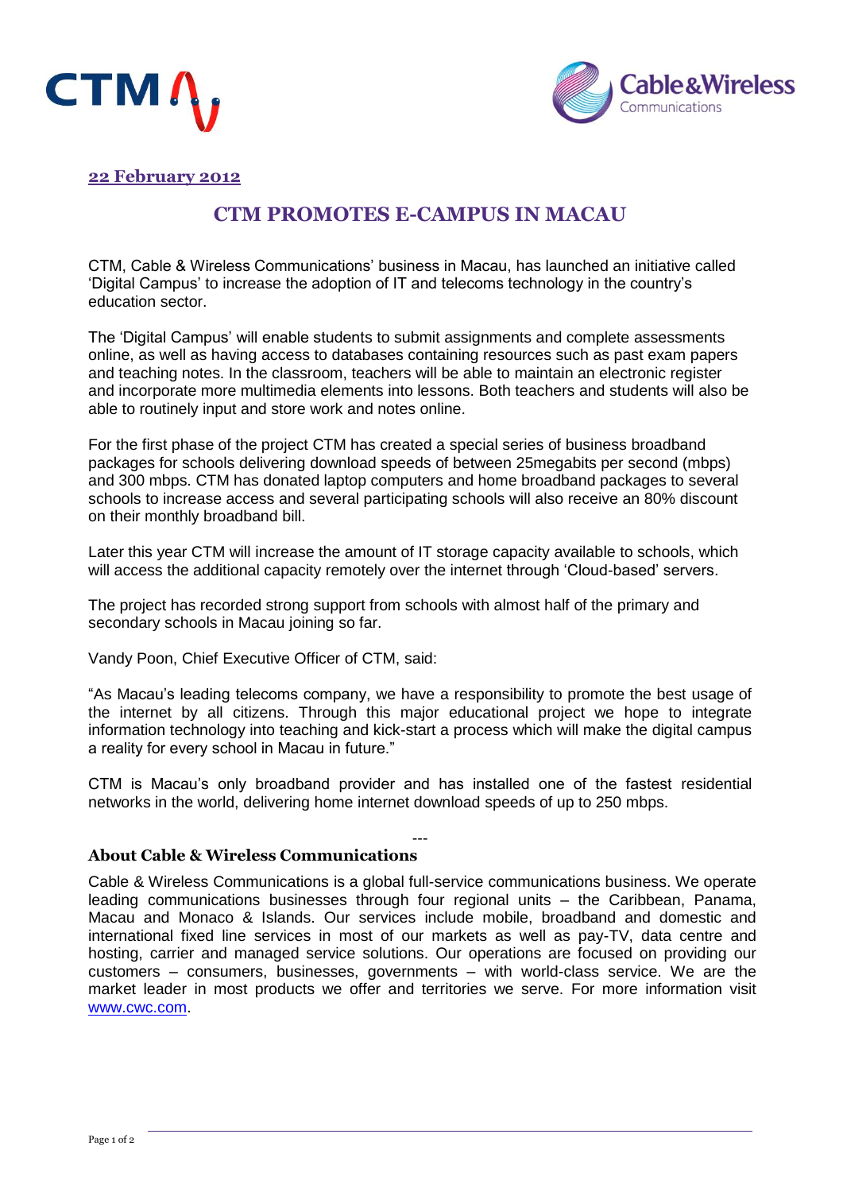**22 February 2012**

# CTM PROMOTES E-CAMPUS IN MACAU

CTM, Cable & Wireless Communications' business in Macau, has launched an initiative called 'Digital Campus' to increase the adoption of IT and telecoms technology in the country's education sector.

The 'Digital Campus' will enable students to submit assignments and complete assessments online, as well as having access to databases containing resources such as past exam papers and teaching notes. In the classroom, teachers will be able to maintain an electronic register and incorporate more multimedia elements into lessons. Both teachers and students will also be able to routinely input and store work and notes online.

For the first phase of the project CTM has created a special series of business broadband packages for schools delivering download speeds of between 25megabits per second (mbps) and 300 mbps. CTM has donated laptop computers and home broadband packages to several schools to increase access and several participating schools will also receive an 80% discount on their monthly broadband bill.

Later this year CTM will increase the amount of IT storage capacity available to schools, which will access the additional capacity remotely over the internet through 'Cloud-based' servers.

The project has recorded strong support from schools with almost half of the primary and secondary schools in Macau joining so far.

Vandy Poon, Chief Executive Officer of CTM, said:

"As Macau's leading telecoms company, we have a responsibility to promote the best usage of the internet by all citizens. Through this major educational project we hope to integrate information technology into teaching and kick-start a process which will make the digital campus a reality for every school in Macau in future."

CTM is Macau's only broadband provider and has installed one of the fastest residential networks in the world, delivering home internet download speeds of up to 250 mbps.

---

## About Cable & Wireless Communications

Cable & Wireless Communications is a global full-service communications business. We operate leading communications businesses through four regional units – the Caribbean, Panama, Macau and Monaco & Islands. Our services include mobile, broadband and domestic and international fixed line services in most of our markets as well as pay-TV, data centre and hosting, carrier and managed service solutions. Our operations are focused on providing our customers – consumers, businesses, governments – with world-class service. We are the market leader in most products we offer and territories we serve. For more information visit www.cwc.com.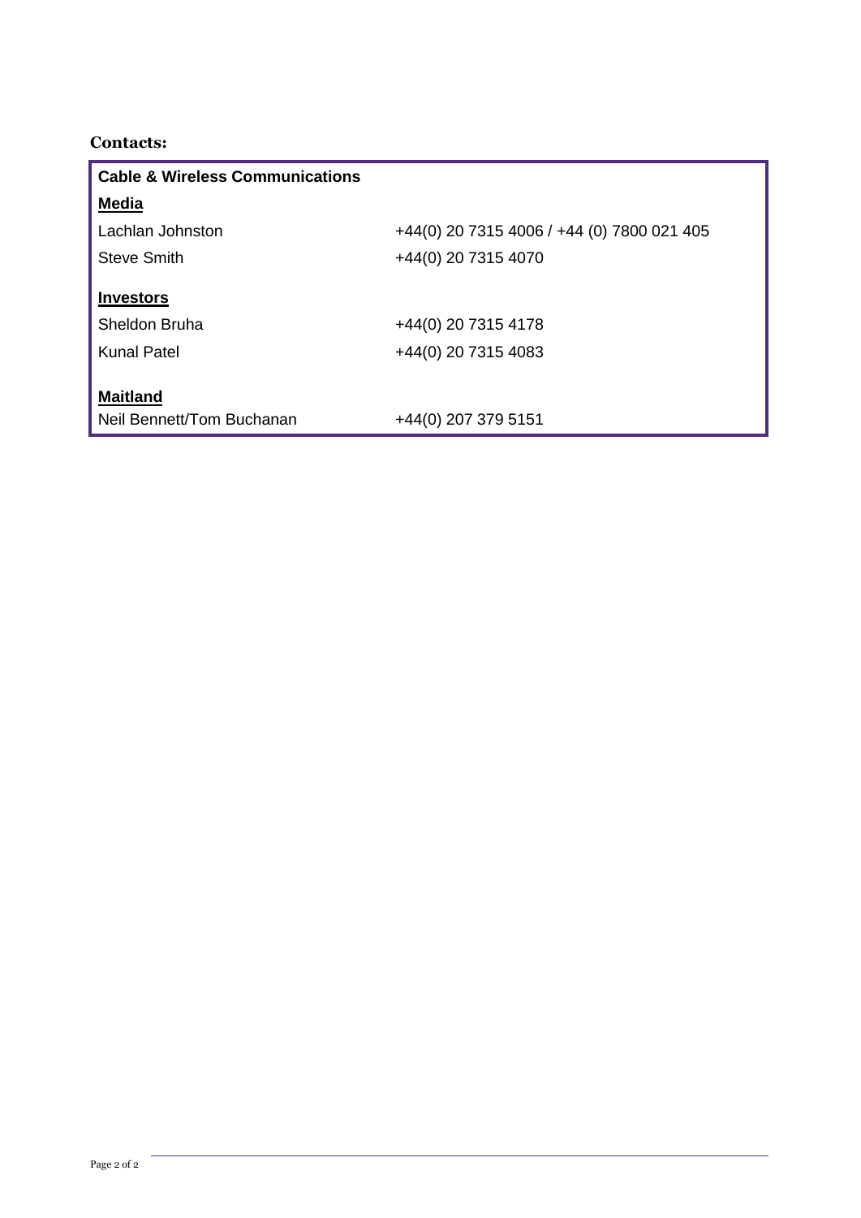**Contacts:**

| | |
|---|---|
| **Cable & Wireless Communications** | |
| **Media** | |
| Lachlan Johnston | +44(0) 20 7315 4006 / +44 (0) 7800 021 405 |
| Steve Smith | +44(0) 20 7315 4070 |
| **Investors** | |
| Sheldon Bruha | +44(0) 20 7315 4178 |
| Kunal Patel | +44(0) 20 7315 4083 |
| **Maitland** | |
| Neil Bennett/Tom Buchanan | +44(0) 207 379 5151 |